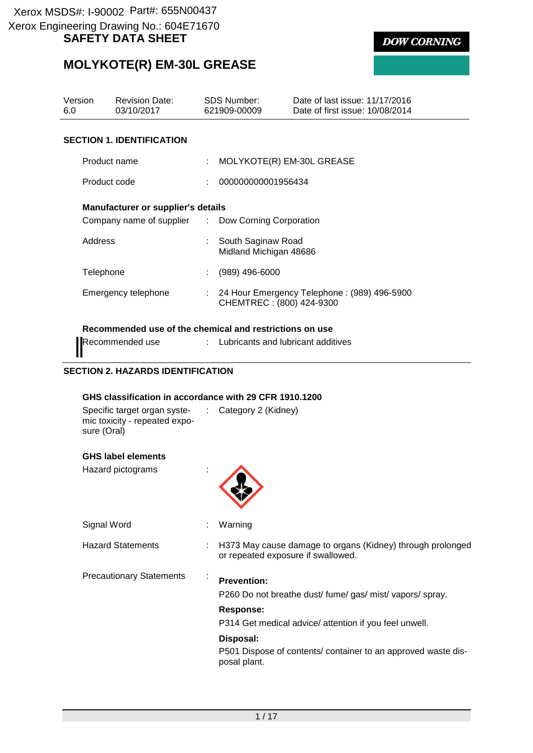Xerox MSDS#: I-90002 Part#: 655N00437
Xerox Engineering Drawing No.: 604E71670

# SAFETY DATA SHEET

# MOLYKOTE(R) EM-30L GREASE

| Version | Revision Date: | SDS Number: | Date of last issue: 11/17/2016 |
|---|---|---|---|
| 6.0 | 03/10/2017 | 621909-00009 | Date of first issue: 10/08/2014 |

## SECTION 1. IDENTIFICATION

Product name : MOLYKOTE(R) EM-30L GREASE

Product code : 000000000001956434

### Manufacturer or supplier's details

Company name of supplier : Dow Corning Corporation

Address : South Saginaw Road
Midland Michigan 48686

Telephone : (989) 496-6000

Emergency telephone : 24 Hour Emergency Telephone : (989) 496-5900
CHEMTREC : (800) 424-9300

### Recommended use of the chemical and restrictions on use

Recommended use : Lubricants and lubricant additives

## SECTION 2. HAZARDS IDENTIFICATION

### GHS classification in accordance with 29 CFR 1910.1200

Specific target organ systemic toxicity - repeated exposure (Oral) : Category 2 (Kidney)

### GHS label elements

Hazard pictograms :

Signal Word : Warning

Hazard Statements : H373 May cause damage to organs (Kidney) through prolonged or repeated exposure if swallowed.

Precautionary Statements :

**Prevention:**

P260 Do not breathe dust/ fume/ gas/ mist/ vapors/ spray.

**Response:**

P314 Get medical advice/ attention if you feel unwell.

**Disposal:**

P501 Dispose of contents/ container to an approved waste disposal plant.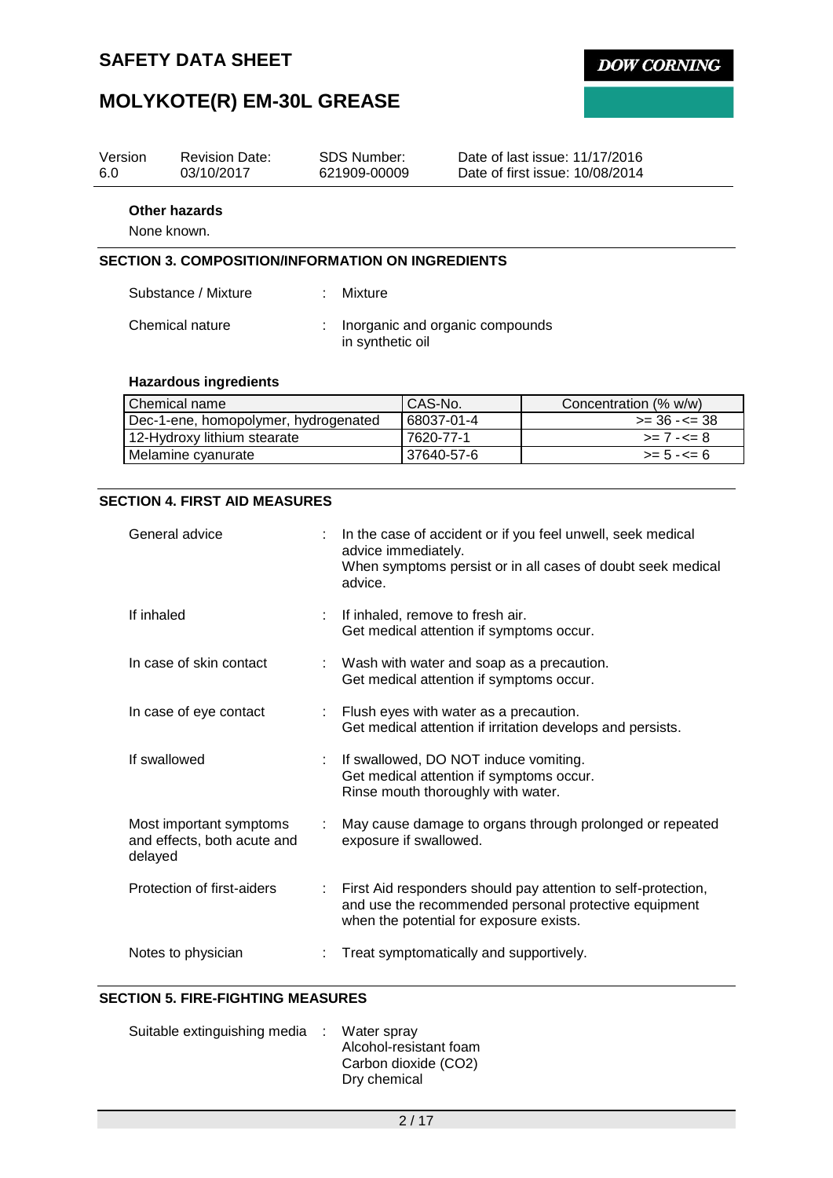**Other hazards**

None known.

## SECTION 3. COMPOSITION/INFORMATION ON INGREDIENTS

Substance / Mixture : Mixture

Chemical nature : Inorganic and organic compounds in synthetic oil

**Hazardous ingredients**

| Chemical name | CAS-No. | Concentration (% w/w) |
|---|---|---|
| Dec-1-ene, homopolymer, hydrogenated | 68037-01-4 | >= 36 - <= 38 |
| 12-Hydroxy lithium stearate | 7620-77-1 | >= 7 - <= 8 |
| Melamine cyanurate | 37640-57-6 | >= 5 - <= 6 |

## SECTION 4. FIRST AID MEASURES

General advice : In the case of accident or if you feel unwell, seek medical advice immediately. When symptoms persist or in all cases of doubt seek medical advice.

If inhaled : If inhaled, remove to fresh air. Get medical attention if symptoms occur.

In case of skin contact : Wash with water and soap as a precaution. Get medical attention if symptoms occur.

In case of eye contact : Flush eyes with water as a precaution. Get medical attention if irritation develops and persists.

If swallowed : If swallowed, DO NOT induce vomiting. Get medical attention if symptoms occur. Rinse mouth thoroughly with water.

Most important symptoms and effects, both acute and delayed : May cause damage to organs through prolonged or repeated exposure if swallowed.

Protection of first-aiders : First Aid responders should pay attention to self-protection, and use the recommended personal protective equipment when the potential for exposure exists.

Notes to physician : Treat symptomatically and supportively.

## SECTION 5. FIRE-FIGHTING MEASURES

Suitable extinguishing media : Water spray
Alcohol-resistant foam
Carbon dioxide ($CO_2$)
Dry chemical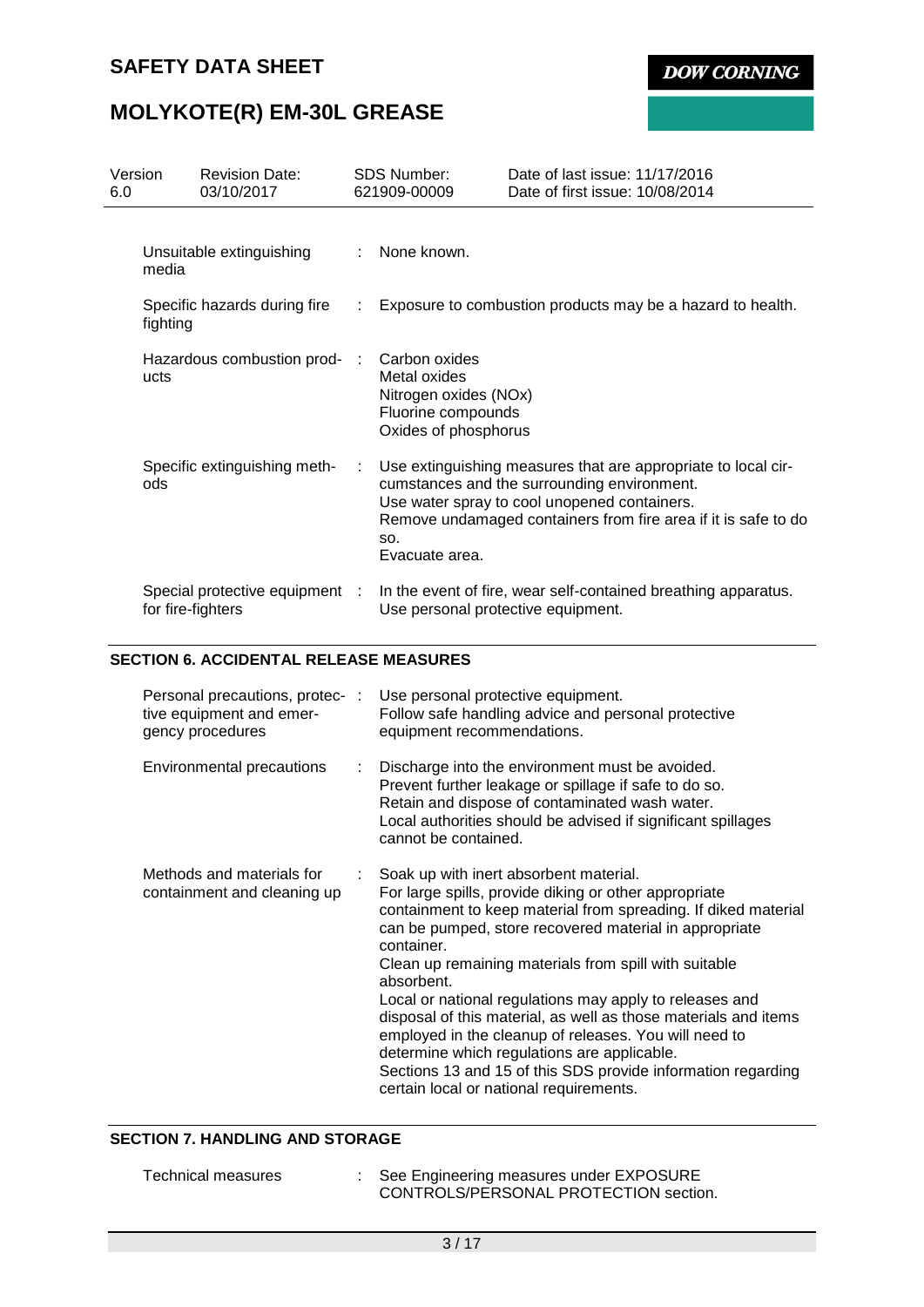| | | |
|---|---|---|
| Unsuitable extinguishing media | : | None known. |
| Specific hazards during fire fighting | : | Exposure to combustion products may be a hazard to health. |
| Hazardous combustion products | : | Carbon oxides<br>Metal oxides<br>Nitrogen oxides (NOx)<br>Fluorine compounds<br>Oxides of phosphorus |
| Specific extinguishing methods | : | Use extinguishing measures that are appropriate to local circumstances and the surrounding environment.<br>Use water spray to cool unopened containers.<br>Remove undamaged containers from fire area if it is safe to do so.<br>Evacuate area. |
| Special protective equipment for fire-fighters | : | In the event of fire, wear self-contained breathing apparatus.<br>Use personal protective equipment. |

## SECTION 6. ACCIDENTAL RELEASE MEASURES

| | | |
|---|---|---|
| Personal precautions, protective equipment and emergency procedures | : | Use personal protective equipment.<br>Follow safe handling advice and personal protective equipment recommendations. |
| Environmental precautions | : | Discharge into the environment must be avoided.<br>Prevent further leakage or spillage if safe to do so.<br>Retain and dispose of contaminated wash water.<br>Local authorities should be advised if significant spillages cannot be contained. |
| Methods and materials for containment and cleaning up | : | Soak up with inert absorbent material.<br>For large spills, provide diking or other appropriate containment to keep material from spreading. If diked material can be pumped, store recovered material in appropriate container.<br>Clean up remaining materials from spill with suitable absorbent.<br>Local or national regulations may apply to releases and disposal of this material, as well as those materials and items employed in the cleanup of releases. You will need to determine which regulations are applicable.<br>Sections 13 and 15 of this SDS provide information regarding certain local or national requirements. |

## SECTION 7. HANDLING AND STORAGE

| | | |
|---|---|---|
| Technical measures | : | See Engineering measures under EXPOSURE CONTROLS/PERSONAL PROTECTION section. |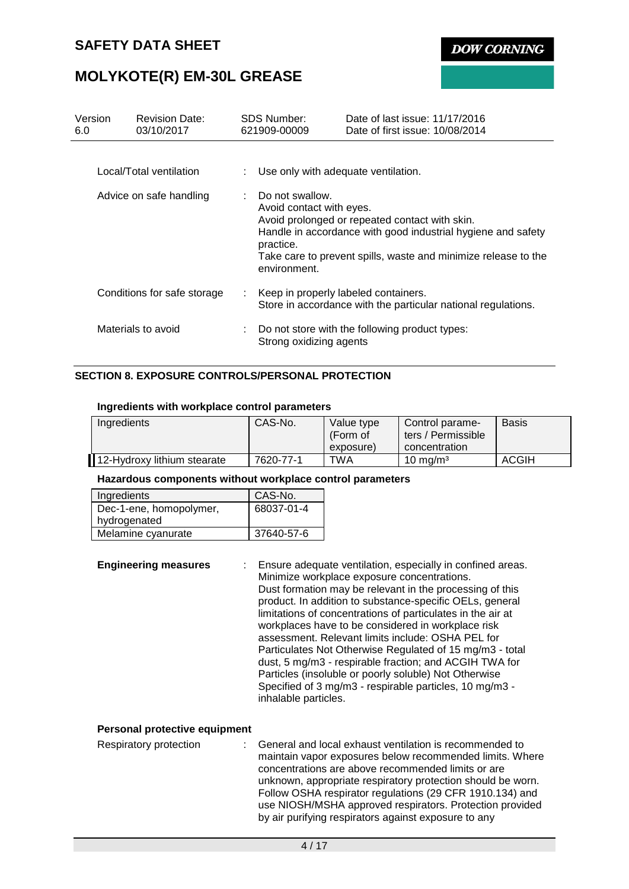| | | |
|---|---|---|
| Local/Total ventilation | : | Use only with adequate ventilation. |
| Advice on safe handling | : | Do not swallow.<br>Avoid contact with eyes.<br>Avoid prolonged or repeated contact with skin.<br>Handle in accordance with good industrial hygiene and safety practice.<br>Take care to prevent spills, waste and minimize release to the environment. |
| Conditions for safe storage | : | Keep in properly labeled containers.<br>Store in accordance with the particular national regulations. |
| Materials to avoid | : | Do not store with the following product types:<br>Strong oxidizing agents |

## SECTION 8. EXPOSURE CONTROLS/PERSONAL PROTECTION

### Ingredients with workplace control parameters

| Ingredients | CAS-No. | Value type (Form of exposure) | Control parameters / Permissible concentration | Basis |
|---|---|---|---|---|
| 12-Hydroxy lithium stearate | 7620-77-1 | TWA | 10 mg/m³ | ACGIH |

### Hazardous components without workplace control parameters

| Ingredients | CAS-No. |
|---|---|
| Dec-1-ene, homopolymer, hydrogenated | 68037-01-4 |
| Melamine cyanurate | 37640-57-6 |

**Engineering measures** : Ensure adequate ventilation, especially in confined areas. Minimize workplace exposure concentrations. Dust formation may be relevant in the processing of this product. In addition to substance-specific OELs, general limitations of concentrations of particulates in the air at workplaces have to be considered in workplace risk assessment. Relevant limits include: OSHA PEL for Particulates Not Otherwise Regulated of 15 mg/m3 - total dust, 5 mg/m3 - respirable fraction; and ACGIH TWA for Particles (insoluble or poorly soluble) Not Otherwise Specified of 3 mg/m3 - respirable particles, 10 mg/m3 - inhalable particles.

### Personal protective equipment

Respiratory protection : General and local exhaust ventilation is recommended to maintain vapor exposures below recommended limits. Where concentrations are above recommended limits or are unknown, appropriate respiratory protection should be worn. Follow OSHA respirator regulations (29 CFR 1910.134) and use NIOSH/MSHA approved respirators. Protection provided by air purifying respirators against exposure to any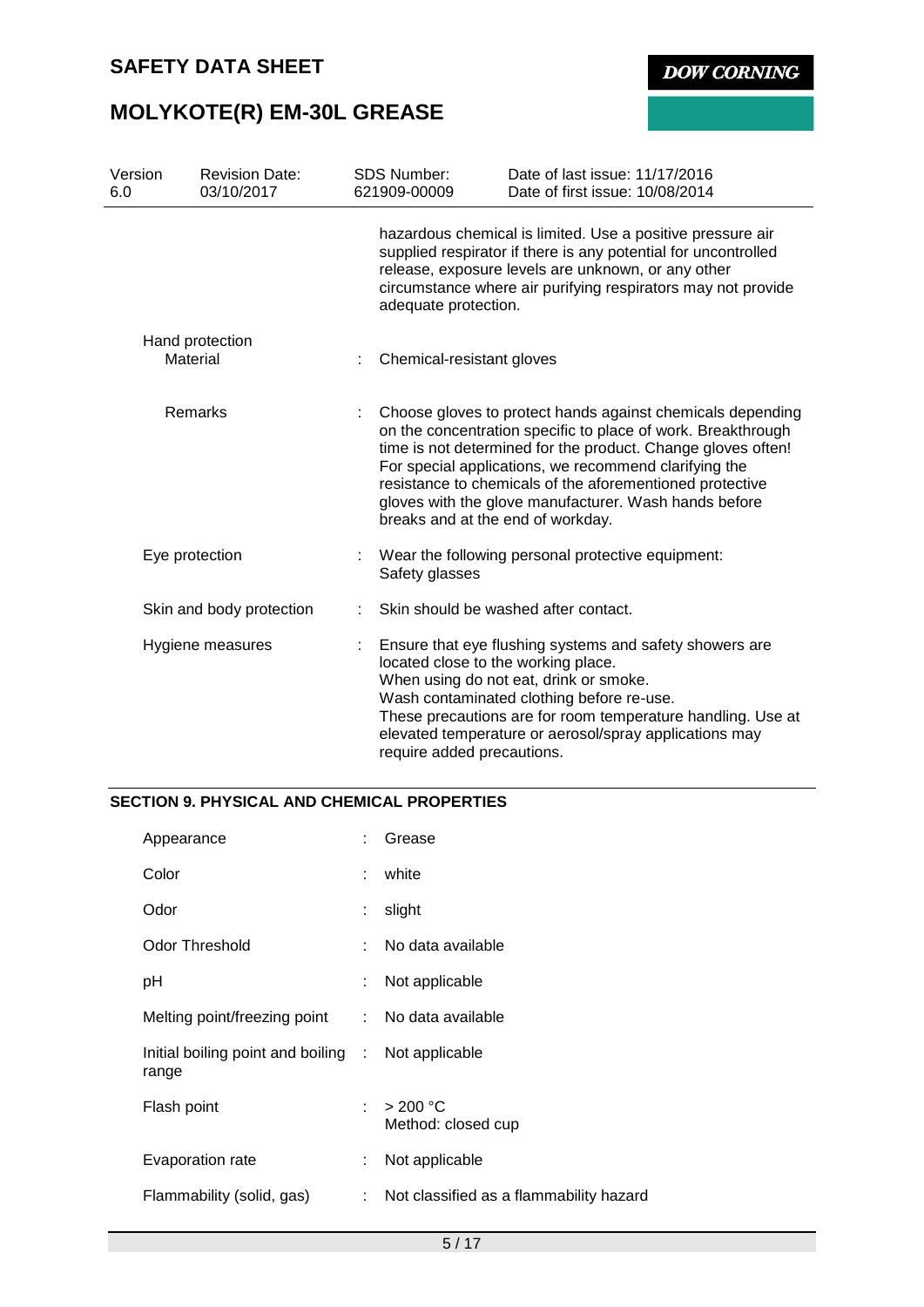hazardous chemical is limited. Use a positive pressure air supplied respirator if there is any potential for uncontrolled release, exposure levels are unknown, or any other circumstance where air purifying respirators may not provide adequate protection.

| | | |
|---|---|---|
| Hand protection | | |
| Material | : | Chemical-resistant gloves |
| Remarks | : | Choose gloves to protect hands against chemicals depending on the concentration specific to place of work. Breakthrough time is not determined for the product. Change gloves often! For special applications, we recommend clarifying the resistance to chemicals of the aforementioned protective gloves with the glove manufacturer. Wash hands before breaks and at the end of workday. |
| Eye protection | : | Wear the following personal protective equipment: Safety glasses |
| Skin and body protection | : | Skin should be washed after contact. |
| Hygiene measures | : | Ensure that eye flushing systems and safety showers are located close to the working place. When using do not eat, drink or smoke. Wash contaminated clothing before re-use. These precautions are for room temperature handling. Use at elevated temperature or aerosol/spray applications may require added precautions. |

## SECTION 9. PHYSICAL AND CHEMICAL PROPERTIES

| | | |
|---|---|---|
| Appearance | : | Grease |
| Color | : | white |
| Odor | : | slight |
| Odor Threshold | : | No data available |
| pH | : | Not applicable |
| Melting point/freezing point | : | No data available |
| Initial boiling point and boiling range | : | Not applicable |
| Flash point | : | > 200 °C<br>Method: closed cup |
| Evaporation rate | : | Not applicable |
| Flammability (solid, gas) | : | Not classified as a flammability hazard |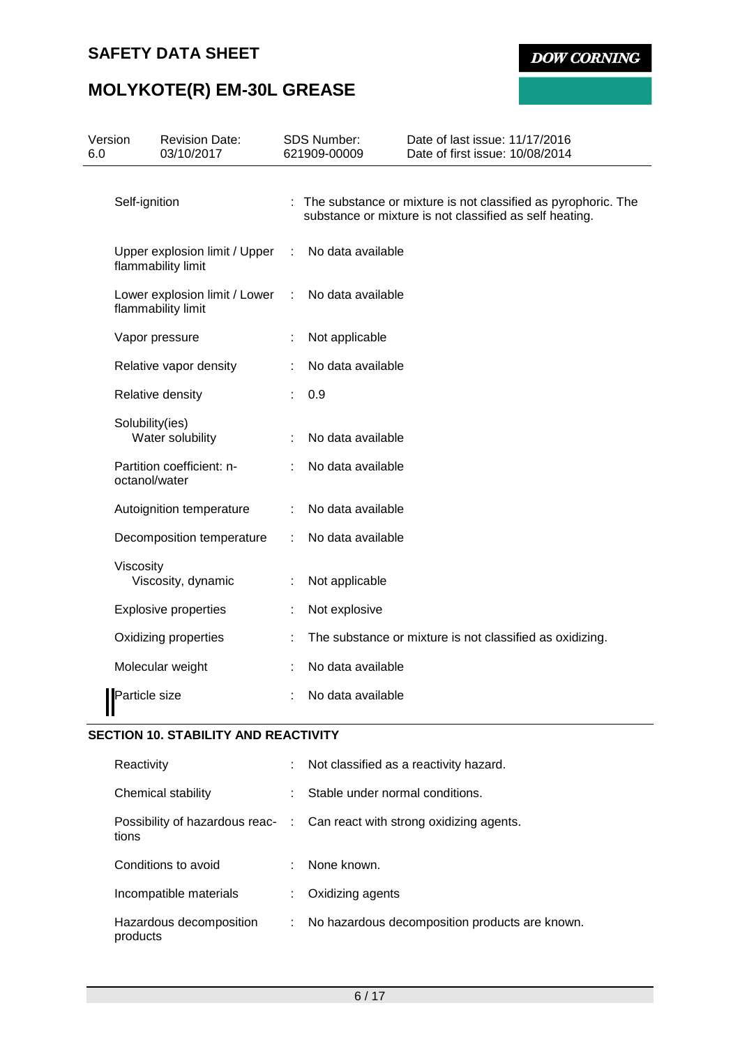| Version 6.0 | Revision Date: 03/10/2017 | SDS Number: 621909-00009 | Date of last issue: 11/17/2016<br>Date of first issue: 10/08/2014 |
|---|---|---|---|

| | |
|---|---|
| Self-ignition | : The substance or mixture is not classified as pyrophoric. The substance or mixture is not classified as self heating. |
| Upper explosion limit / Upper flammability limit | : No data available |
| Lower explosion limit / Lower flammability limit | : No data available |
| Vapor pressure | : Not applicable |
| Relative vapor density | : No data available |
| Relative density | : 0.9 |
| Solubility(ies)<br>Water solubility | : No data available |
| Partition coefficient: n-octanol/water | : No data available |
| Autoignition temperature | : No data available |
| Decomposition temperature | : No data available |
| Viscosity<br>Viscosity, dynamic | : Not applicable |
| Explosive properties | : Not explosive |
| Oxidizing properties | : The substance or mixture is not classified as oxidizing. |
| Molecular weight | : No data available |
| Particle size | : No data available |

## SECTION 10. STABILITY AND REACTIVITY

| | |
|---|---|
| Reactivity | : Not classified as a reactivity hazard. |
| Chemical stability | : Stable under normal conditions. |
| Possibility of hazardous reactions | : Can react with strong oxidizing agents. |
| Conditions to avoid | : None known. |
| Incompatible materials | : Oxidizing agents |
| Hazardous decomposition products | : No hazardous decomposition products are known. |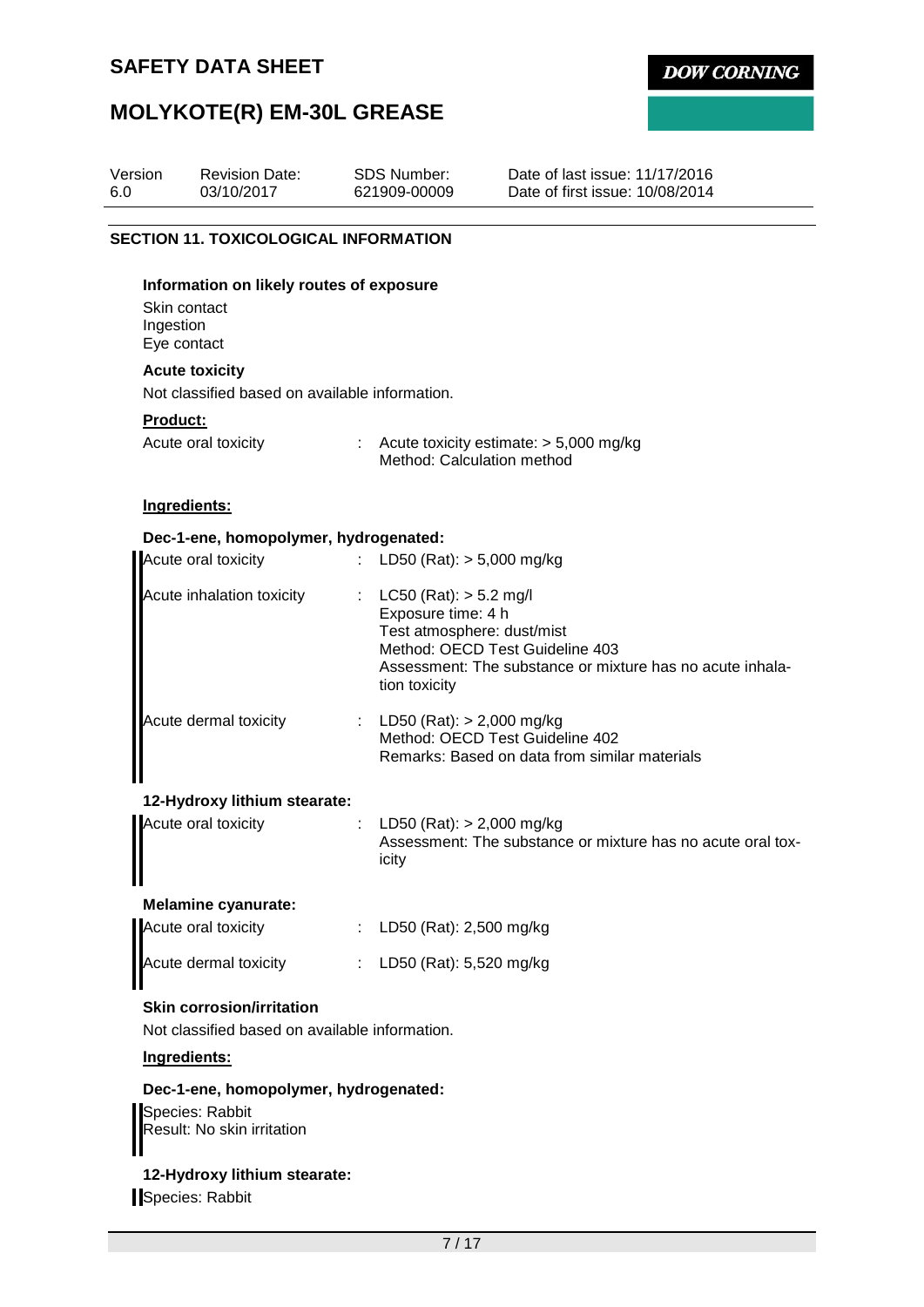## SECTION 11. TOXICOLOGICAL INFORMATION

**Information on likely routes of exposure**

Skin contact
Ingestion
Eye contact

**Acute toxicity**

Not classified based on available information.

**Product:**

Acute oral toxicity : Acute toxicity estimate: > 5,000 mg/kg
Method: Calculation method

**Ingredients:**

**Dec-1-ene, homopolymer, hydrogenated:**

Acute oral toxicity : LD50 (Rat): > 5,000 mg/kg

Acute inhalation toxicity : LC50 (Rat): > 5.2 mg/l
Exposure time: 4 h
Test atmosphere: dust/mist
Method: OECD Test Guideline 403
Assessment: The substance or mixture has no acute inhalation toxicity

Acute dermal toxicity : LD50 (Rat): > 2,000 mg/kg
Method: OECD Test Guideline 402
Remarks: Based on data from similar materials

**12-Hydroxy lithium stearate:**

Acute oral toxicity : LD50 (Rat): > 2,000 mg/kg
Assessment: The substance or mixture has no acute oral toxicity

**Melamine cyanurate:**

Acute oral toxicity : LD50 (Rat): 2,500 mg/kg

Acute dermal toxicity : LD50 (Rat): 5,520 mg/kg

**Skin corrosion/irritation**

Not classified based on available information.

**Ingredients:**

**Dec-1-ene, homopolymer, hydrogenated:**

Species: Rabbit
Result: No skin irritation

**12-Hydroxy lithium stearate:**

Species: Rabbit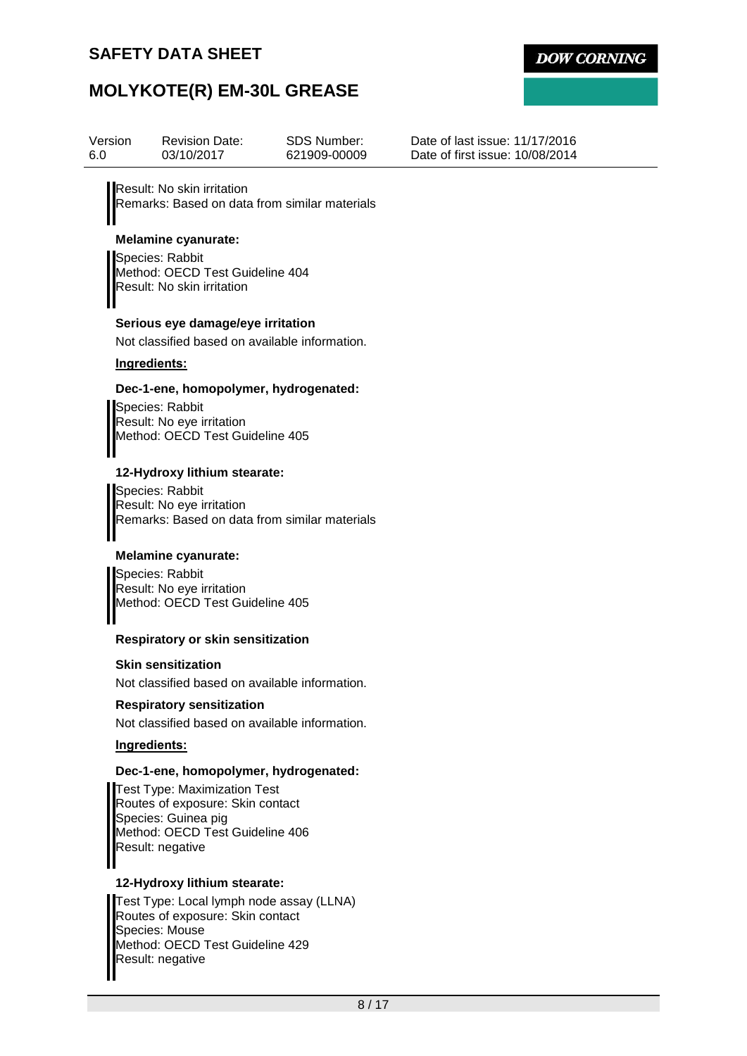Result: No skin irritation
Remarks: Based on data from similar materials

**Melamine cyanurate:**

Species: Rabbit
Method: OECD Test Guideline 404
Result: No skin irritation

**Serious eye damage/eye irritation**

Not classified based on available information.

**Ingredients:**

**Dec-1-ene, homopolymer, hydrogenated:**

Species: Rabbit
Result: No eye irritation
Method: OECD Test Guideline 405

**12-Hydroxy lithium stearate:**

Species: Rabbit
Result: No eye irritation
Remarks: Based on data from similar materials

**Melamine cyanurate:**

Species: Rabbit
Result: No eye irritation
Method: OECD Test Guideline 405

**Respiratory or skin sensitization**

**Skin sensitization**

Not classified based on available information.

**Respiratory sensitization**

Not classified based on available information.

**Ingredients:**

**Dec-1-ene, homopolymer, hydrogenated:**

Test Type: Maximization Test
Routes of exposure: Skin contact
Species: Guinea pig
Method: OECD Test Guideline 406
Result: negative

**12-Hydroxy lithium stearate:**

Test Type: Local lymph node assay (LLNA)
Routes of exposure: Skin contact
Species: Mouse
Method: OECD Test Guideline 429
Result: negative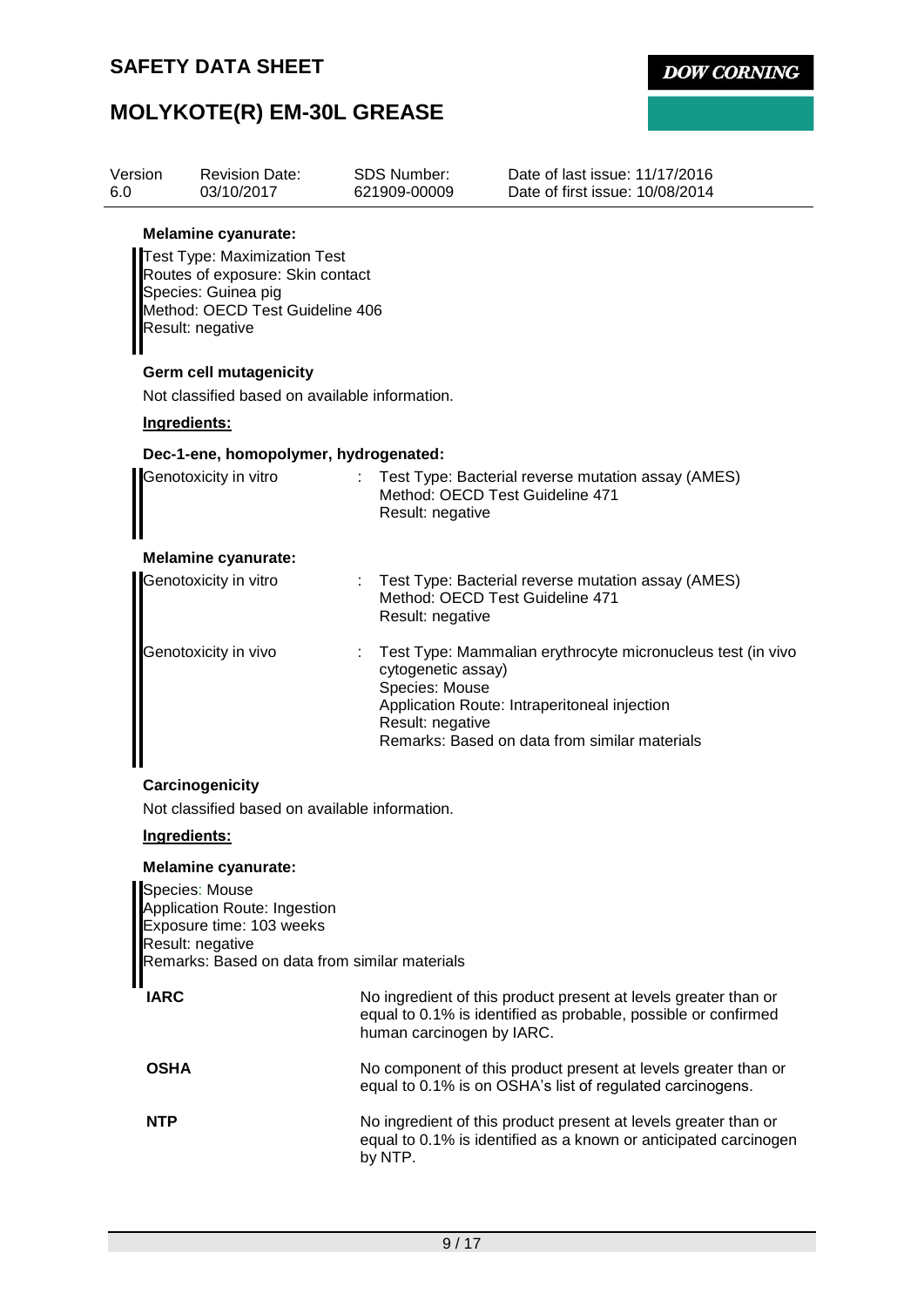**Melamine cyanurate:**

Test Type: Maximization Test
Routes of exposure: Skin contact
Species: Guinea pig
Method: OECD Test Guideline 406
Result: negative

**Germ cell mutagenicity**

Not classified based on available information.

**Ingredients:**

**Dec-1-ene, homopolymer, hydrogenated:**

| | | |
|---|---|---|
| Genotoxicity in vitro | : | Test Type: Bacterial reverse mutation assay (AMES)<br>Method: OECD Test Guideline 471<br>Result: negative |

**Melamine cyanurate:**

| | | |
|---|---|---|
| Genotoxicity in vitro | : | Test Type: Bacterial reverse mutation assay (AMES)<br>Method: OECD Test Guideline 471<br>Result: negative |
| Genotoxicity in vivo | : | Test Type: Mammalian erythrocyte micronucleus test (in vivo cytogenetic assay)<br>Species: Mouse<br>Application Route: Intraperitoneal injection<br>Result: negative<br>Remarks: Based on data from similar materials |

**Carcinogenicity**

Not classified based on available information.

**Ingredients:**

**Melamine cyanurate:**

Species: Mouse
Application Route: Ingestion
Exposure time: 103 weeks
Result: negative
Remarks: Based on data from similar materials

| | |
|---|---|
| **IARC** | No ingredient of this product present at levels greater than or equal to 0.1% is identified as probable, possible or confirmed human carcinogen by IARC. |
| **OSHA** | No component of this product present at levels greater than or equal to 0.1% is on OSHA's list of regulated carcinogens. |
| **NTP** | No ingredient of this product present at levels greater than or equal to 0.1% is identified as a known or anticipated carcinogen by NTP. |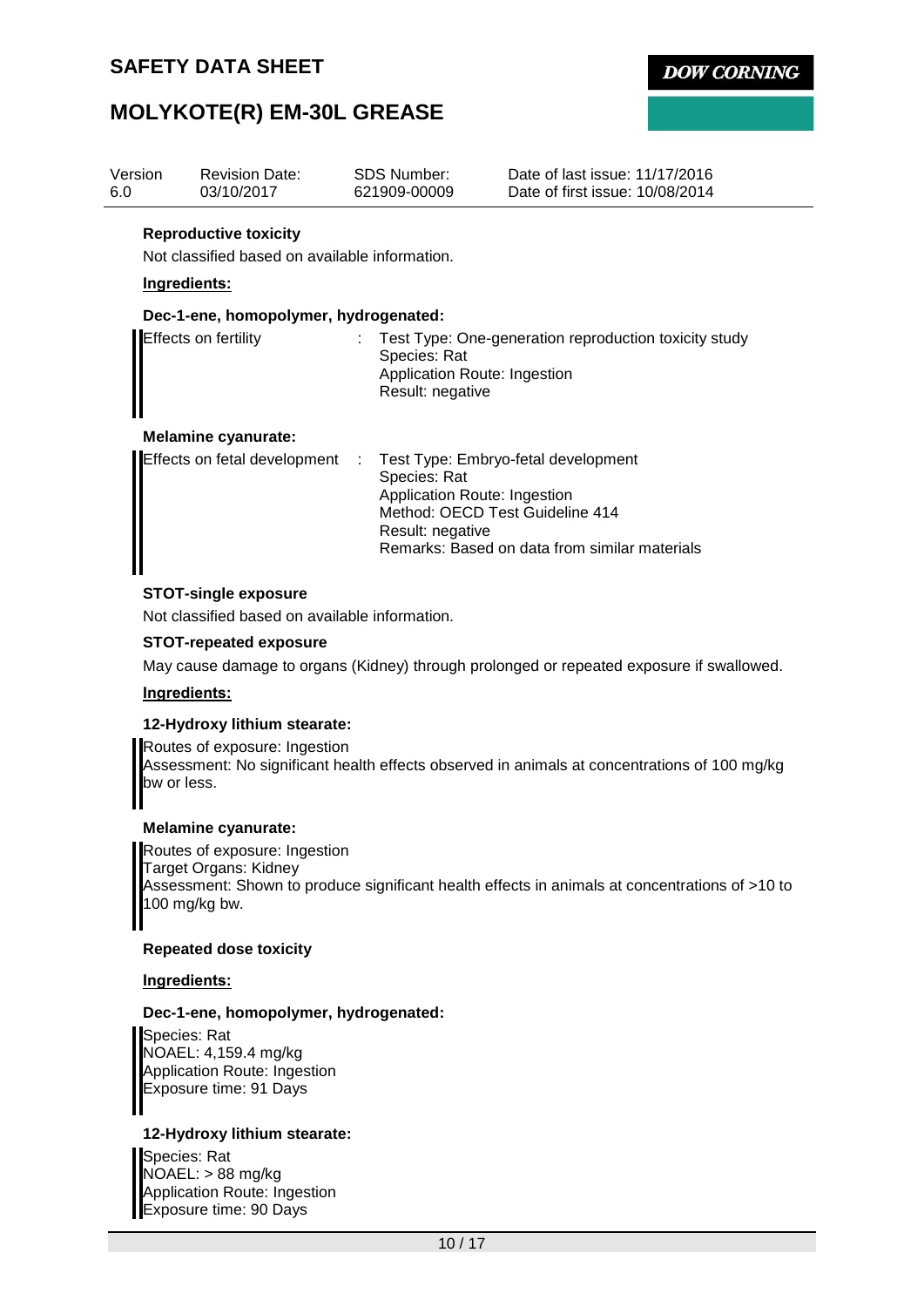**Reproductive toxicity**

Not classified based on available information.

**Ingredients:**

**Dec-1-ene, homopolymer, hydrogenated:**

| | | |
|---|---|---|
| Effects on fertility | : | Test Type: One-generation reproduction toxicity study<br>Species: Rat<br>Application Route: Ingestion<br>Result: negative |

**Melamine cyanurate:**

| | | |
|---|---|---|
| Effects on fetal development | : | Test Type: Embryo-fetal development<br>Species: Rat<br>Application Route: Ingestion<br>Method: OECD Test Guideline 414<br>Result: negative<br>Remarks: Based on data from similar materials |

**STOT-single exposure**

Not classified based on available information.

**STOT-repeated exposure**

May cause damage to organs (Kidney) through prolonged or repeated exposure if swallowed.

**Ingredients:**

**12-Hydroxy lithium stearate:**

Routes of exposure: Ingestion
Assessment: No significant health effects observed in animals at concentrations of 100 mg/kg bw or less.

**Melamine cyanurate:**

Routes of exposure: Ingestion
Target Organs: Kidney
Assessment: Shown to produce significant health effects in animals at concentrations of >10 to 100 mg/kg bw.

**Repeated dose toxicity**

**Ingredients:**

**Dec-1-ene, homopolymer, hydrogenated:**

Species: Rat
NOAEL: 4,159.4 mg/kg
Application Route: Ingestion
Exposure time: 91 Days

**12-Hydroxy lithium stearate:**

Species: Rat
NOAEL: > 88 mg/kg
Application Route: Ingestion
Exposure time: 90 Days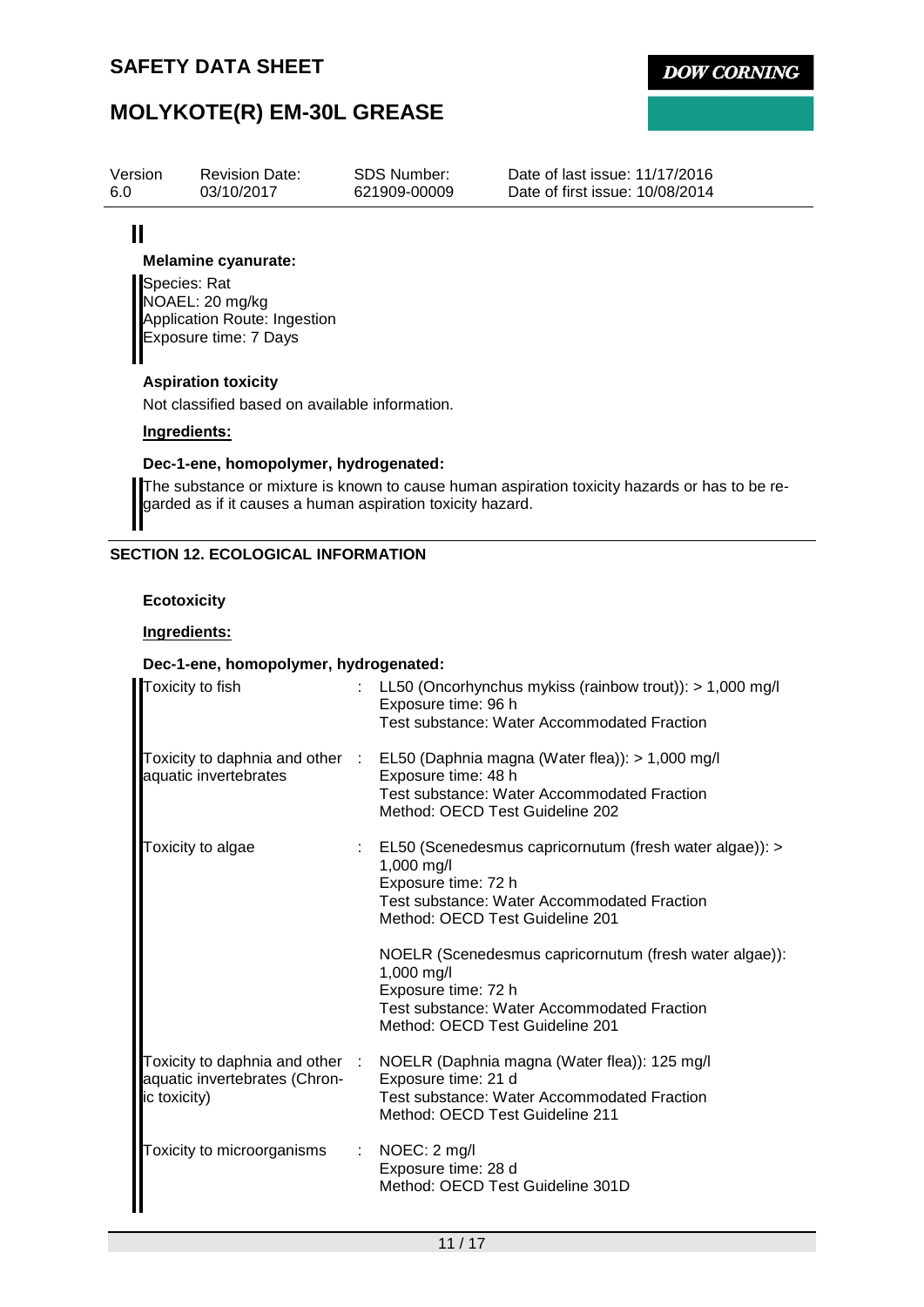**Melamine cyanurate:**

Species: Rat
NOAEL: 20 mg/kg
Application Route: Ingestion
Exposure time: 7 Days

**Aspiration toxicity**

Not classified based on available information.

**Ingredients:**

**Dec-1-ene, homopolymer, hydrogenated:**

The substance or mixture is known to cause human aspiration toxicity hazards or has to be regarded as if it causes a human aspiration toxicity hazard.

## SECTION 12. ECOLOGICAL INFORMATION

**Ecotoxicity**

**Ingredients:**

**Dec-1-ene, homopolymer, hydrogenated:**

| | |
|---|---|
| Toxicity to fish | : LL50 (Oncorhynchus mykiss (rainbow trout)): > 1,000 mg/l<br>Exposure time: 96 h<br>Test substance: Water Accommodated Fraction |
| Toxicity to daphnia and other aquatic invertebrates | : EL50 (Daphnia magna (Water flea)): > 1,000 mg/l<br>Exposure time: 48 h<br>Test substance: Water Accommodated Fraction<br>Method: OECD Test Guideline 202 |
| Toxicity to algae | : EL50 (Scenedesmus capricornutum (fresh water algae)): > 1,000 mg/l<br>Exposure time: 72 h<br>Test substance: Water Accommodated Fraction<br>Method: OECD Test Guideline 201<br><br>NOELR (Scenedesmus capricornutum (fresh water algae)): 1,000 mg/l<br>Exposure time: 72 h<br>Test substance: Water Accommodated Fraction<br>Method: OECD Test Guideline 201 |
| Toxicity to daphnia and other aquatic invertebrates (Chronic toxicity) | : NOELR (Daphnia magna (Water flea)): 125 mg/l<br>Exposure time: 21 d<br>Test substance: Water Accommodated Fraction<br>Method: OECD Test Guideline 211 |
| Toxicity to microorganisms | : NOEC: 2 mg/l<br>Exposure time: 28 d<br>Method: OECD Test Guideline 301D |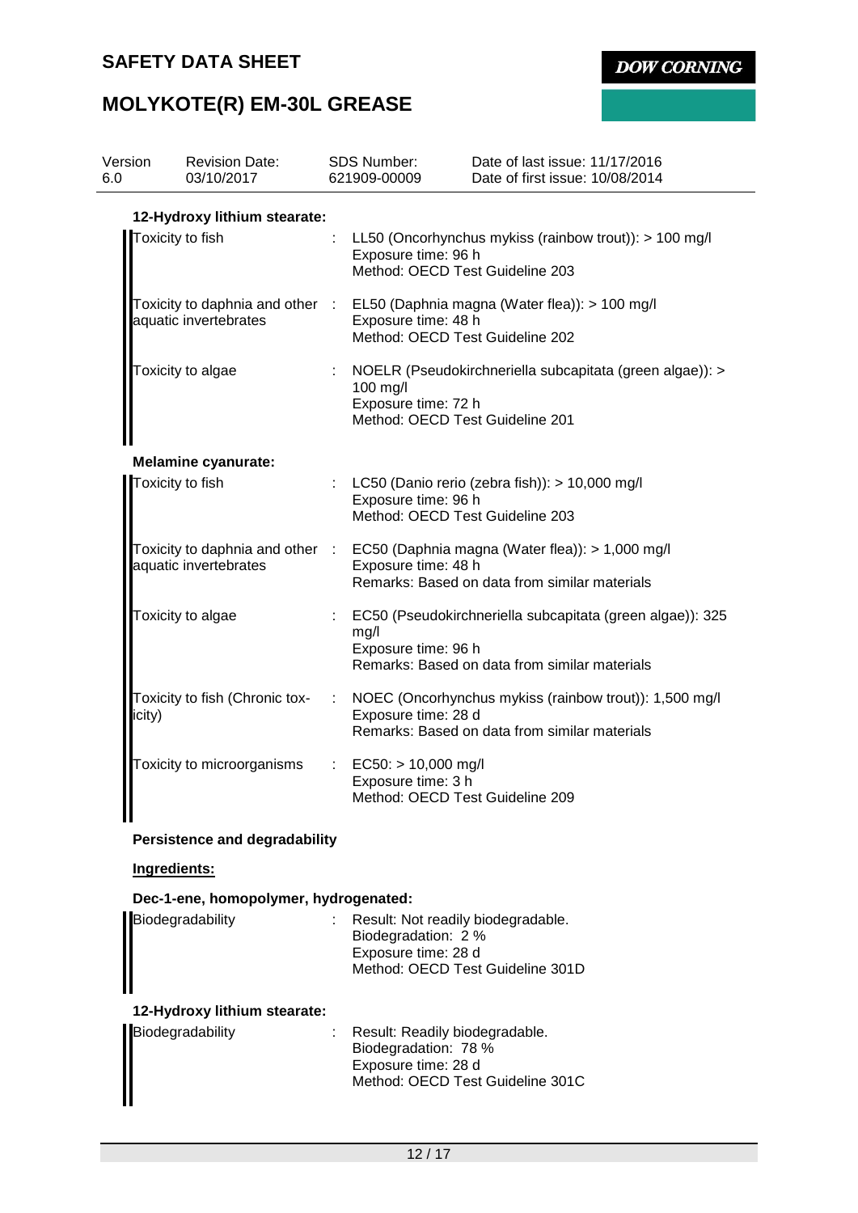| Version | Revision Date: | SDS Number: | Date of last issue: 11/17/2016 |
|---|---|---|---|
| 6.0 | 03/10/2017 | 621909-00009 | Date of first issue: 10/08/2014 |

**12-Hydroxy lithium stearate:**

| | | |
|---|---|---|
| Toxicity to fish | : | LL50 (Oncorhynchus mykiss (rainbow trout)): > 100 mg/l<br>Exposure time: 96 h<br>Method: OECD Test Guideline 203 |
| Toxicity to daphnia and other aquatic invertebrates | : | EL50 (Daphnia magna (Water flea)): > 100 mg/l<br>Exposure time: 48 h<br>Method: OECD Test Guideline 202 |
| Toxicity to algae | : | NOELR (Pseudokirchneriella subcapitata (green algae)): > 100 mg/l<br>Exposure time: 72 h<br>Method: OECD Test Guideline 201 |

**Melamine cyanurate:**

| | | |
|---|---|---|
| Toxicity to fish | : | LC50 (Danio rerio (zebra fish)): > 10,000 mg/l<br>Exposure time: 96 h<br>Method: OECD Test Guideline 203 |
| Toxicity to daphnia and other aquatic invertebrates | : | EC50 (Daphnia magna (Water flea)): > 1,000 mg/l<br>Exposure time: 48 h<br>Remarks: Based on data from similar materials |
| Toxicity to algae | : | EC50 (Pseudokirchneriella subcapitata (green algae)): 325 mg/l<br>Exposure time: 96 h<br>Remarks: Based on data from similar materials |
| Toxicity to fish (Chronic toxicity) | : | NOEC (Oncorhynchus mykiss (rainbow trout)): 1,500 mg/l<br>Exposure time: 28 d<br>Remarks: Based on data from similar materials |
| Toxicity to microorganisms | : | EC50: > 10,000 mg/l<br>Exposure time: 3 h<br>Method: OECD Test Guideline 209 |

**Persistence and degradability**

**Ingredients:**

**Dec-1-ene, homopolymer, hydrogenated:**

| | | |
|---|---|---|
| Biodegradability | : | Result: Not readily biodegradable.<br>Biodegradation: 2 %<br>Exposure time: 28 d<br>Method: OECD Test Guideline 301D |

**12-Hydroxy lithium stearate:**

| | | |
|---|---|---|
| Biodegradability | : | Result: Readily biodegradable.<br>Biodegradation: 78 %<br>Exposure time: 28 d<br>Method: OECD Test Guideline 301C |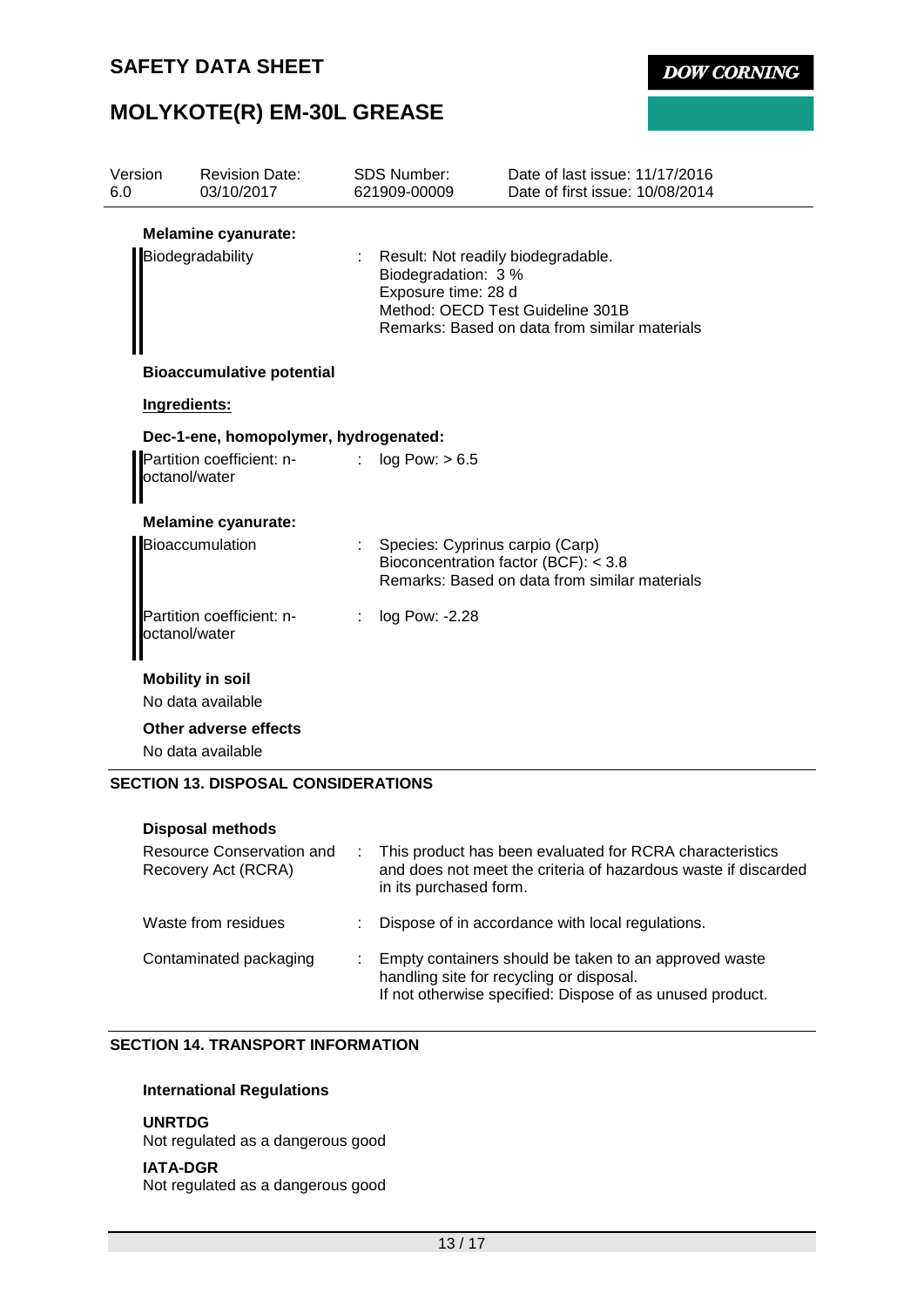**Melamine cyanurate:**

| | | |
|---|---|---|
| Biodegradability | : | Result: Not readily biodegradable.<br>Biodegradation: 3 %<br>Exposure time: 28 d<br>Method: OECD Test Guideline 301B<br>Remarks: Based on data from similar materials |

**Bioaccumulative potential**

**Ingredients:**

**Dec-1-ene, homopolymer, hydrogenated:**

| | | |
|---|---|---|
| Partition coefficient: n-octanol/water | : | log Pow: > 6.5 |

**Melamine cyanurate:**

| | | |
|---|---|---|
| Bioaccumulation | : | Species: Cyprinus carpio (Carp)<br>Bioconcentration factor (BCF): < 3.8<br>Remarks: Based on data from similar materials |
| Partition coefficient: n-octanol/water | : | log Pow: -2.28 |

**Mobility in soil**

No data available

**Other adverse effects**

No data available

## SECTION 13. DISPOSAL CONSIDERATIONS

**Disposal methods**

| | | |
|---|---|---|
| Resource Conservation and Recovery Act (RCRA) | : | This product has been evaluated for RCRA characteristics and does not meet the criteria of hazardous waste if discarded in its purchased form. |
| Waste from residues | : | Dispose of in accordance with local regulations. |
| Contaminated packaging | : | Empty containers should be taken to an approved waste handling site for recycling or disposal.<br>If not otherwise specified: Dispose of as unused product. |

## SECTION 14. TRANSPORT INFORMATION

**International Regulations**

**UNRTDG**

Not regulated as a dangerous good

**IATA-DGR**

Not regulated as a dangerous good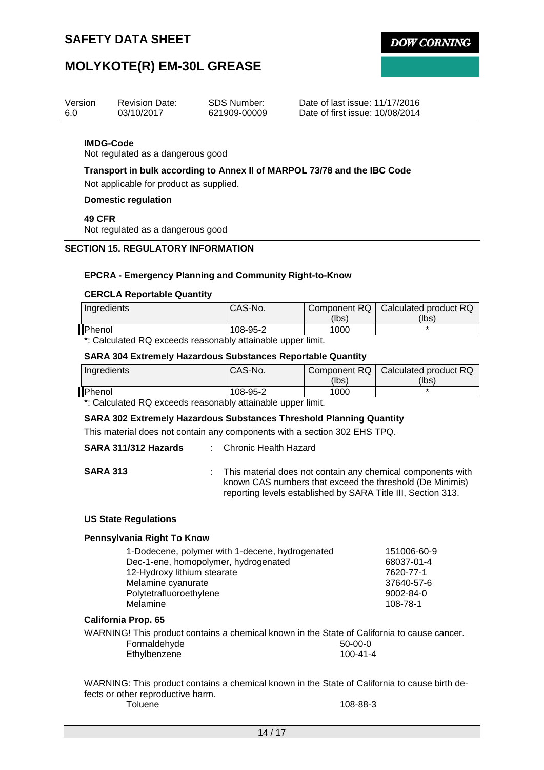**IMDG-Code**

Not regulated as a dangerous good

**Transport in bulk according to Annex II of MARPOL 73/78 and the IBC Code**

Not applicable for product as supplied.

**Domestic regulation**

**49 CFR**

Not regulated as a dangerous good

## SECTION 15. REGULATORY INFORMATION

**EPCRA - Emergency Planning and Community Right-to-Know**

**CERCLA Reportable Quantity**

| Ingredients | CAS-No. | Component RQ (lbs) | Calculated product RQ (lbs) |
|---|---|---|---|
| Phenol | 108-95-2 | 1000 | * |

*: Calculated RQ exceeds reasonably attainable upper limit.

**SARA 304 Extremely Hazardous Substances Reportable Quantity**

| Ingredients | CAS-No. | Component RQ (lbs) | Calculated product RQ (lbs) |
|---|---|---|---|
| Phenol | 108-95-2 | 1000 | * |

*: Calculated RQ exceeds reasonably attainable upper limit.

**SARA 302 Extremely Hazardous Substances Threshold Planning Quantity**

This material does not contain any components with a section 302 EHS TPQ.

**SARA 311/312 Hazards** : Chronic Health Hazard

**SARA 313** : This material does not contain any chemical components with known CAS numbers that exceed the threshold (De Minimis) reporting levels established by SARA Title III, Section 313.

**US State Regulations**

**Pennsylvania Right To Know**

| | |
|---|---|
| 1-Dodecene, polymer with 1-decene, hydrogenated | 151006-60-9 |
| Dec-1-ene, homopolymer, hydrogenated | 68037-01-4 |
| 12-Hydroxy lithium stearate | 7620-77-1 |
| Melamine cyanurate | 37640-57-6 |
| Polytetrafluoroethylene | 9002-84-0 |
| Melamine | 108-78-1 |

**California Prop. 65**

WARNING! This product contains a chemical known in the State of California to cause cancer.

| | |
|---|---|
| Formaldehyde | 50-00-0 |
| Ethylbenzene | 100-41-4 |

WARNING: This product contains a chemical known in the State of California to cause birth defects or other reproductive harm.

| | |
|---|---|
| Toluene | 108-88-3 |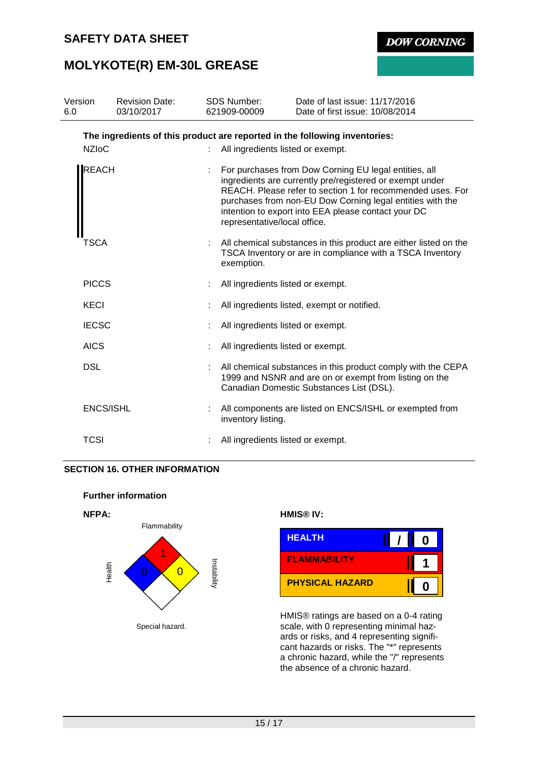The ingredients of this product are reported in the following inventories:

| | | |
|---|---|---|
| NZIoC | : | All ingredients listed or exempt. |
| REACH | : | For purchases from Dow Corning EU legal entities, all ingredients are currently pre/registered or exempt under REACH. Please refer to section 1 for recommended uses. For purchases from non-EU Dow Corning legal entities with the intention to export into EEA please contact your DC representative/local office. |
| TSCA | : | All chemical substances in this product are either listed on the TSCA Inventory or are in compliance with a TSCA Inventory exemption. |
| PICCS | : | All ingredients listed or exempt. |
| KECI | : | All ingredients listed, exempt or notified. |
| IECSC | : | All ingredients listed or exempt. |
| AICS | : | All ingredients listed or exempt. |
| DSL | : | All chemical substances in this product comply with the CEPA 1999 and NSNR and are on or exempt from listing on the Canadian Domestic Substances List (DSL). |
| ENCS/ISHL | : | All components are listed on ENCS/ISHL or exempted from inventory listing. |
| TCSI | : | All ingredients listed or exempt. |

## SECTION 16. OTHER INFORMATION

**Further information**

**NFPA:**

Flammability: 1
Health: 0
Instability: 0
Special hazard.

**HMIS® IV:**

| | | |
|---|---|---|
| HEALTH | / | 0 |
| FLAMMABILITY | | 1 |
| PHYSICAL HAZARD | | 0 |

HMIS® ratings are based on a 0-4 rating scale, with 0 representing minimal hazards or risks, and 4 representing significant hazards or risks. The "*" represents a chronic hazard, while the "/" represents the absence of a chronic hazard.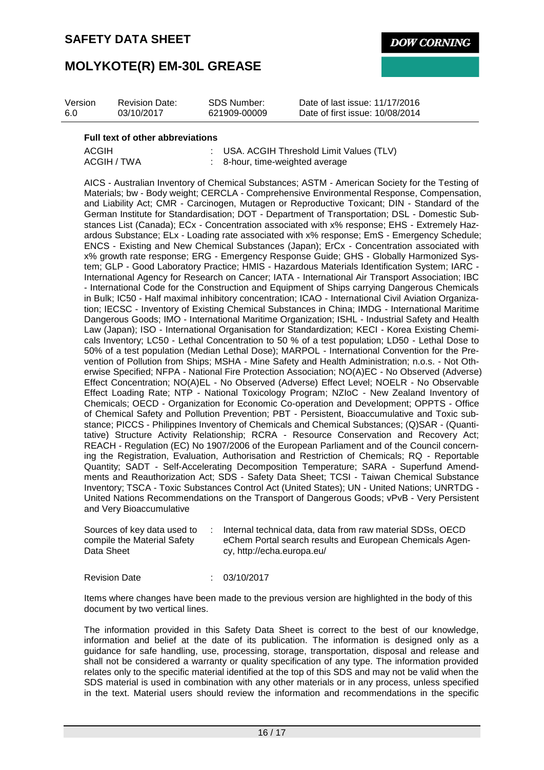**Full text of other abbreviations**

| | |
|---|---|
| ACGIH | : USA. ACGIH Threshold Limit Values (TLV) |
| ACGIH / TWA | : 8-hour, time-weighted average |

AICS - Australian Inventory of Chemical Substances; ASTM - American Society for the Testing of Materials; bw - Body weight; CERCLA - Comprehensive Environmental Response, Compensation, and Liability Act; CMR - Carcinogen, Mutagen or Reproductive Toxicant; DIN - Standard of the German Institute for Standardisation; DOT - Department of Transportation; DSL - Domestic Substances List (Canada); ECx - Concentration associated with x% response; EHS - Extremely Hazardous Substance; ELx - Loading rate associated with x% response; EmS - Emergency Schedule; ENCS - Existing and New Chemical Substances (Japan); ErCx - Concentration associated with x% growth rate response; ERG - Emergency Response Guide; GHS - Globally Harmonized System; GLP - Good Laboratory Practice; HMIS - Hazardous Materials Identification System; IARC - International Agency for Research on Cancer; IATA - International Air Transport Association; IBC - International Code for the Construction and Equipment of Ships carrying Dangerous Chemicals in Bulk; IC50 - Half maximal inhibitory concentration; ICAO - International Civil Aviation Organization; IECSC - Inventory of Existing Chemical Substances in China; IMDG - International Maritime Dangerous Goods; IMO - International Maritime Organization; ISHL - Industrial Safety and Health Law (Japan); ISO - International Organisation for Standardization; KECI - Korea Existing Chemicals Inventory; LC50 - Lethal Concentration to 50 % of a test population; LD50 - Lethal Dose to 50% of a test population (Median Lethal Dose); MARPOL - International Convention for the Prevention of Pollution from Ships; MSHA - Mine Safety and Health Administration; n.o.s. - Not Otherwise Specified; NFPA - National Fire Protection Association; NO(A)EC - No Observed (Adverse) Effect Concentration; NO(A)EL - No Observed (Adverse) Effect Level; NOELR - No Observable Effect Loading Rate; NTP - National Toxicology Program; NZIoC - New Zealand Inventory of Chemicals; OECD - Organization for Economic Co-operation and Development; OPPTS - Office of Chemical Safety and Pollution Prevention; PBT - Persistent, Bioaccumulative and Toxic substance; PICCS - Philippines Inventory of Chemicals and Chemical Substances; (Q)SAR - (Quantitative) Structure Activity Relationship; RCRA - Resource Conservation and Recovery Act; REACH - Regulation (EC) No 1907/2006 of the European Parliament and of the Council concerning the Registration, Evaluation, Authorisation and Restriction of Chemicals; RQ - Reportable Quantity; SADT - Self-Accelerating Decomposition Temperature; SARA - Superfund Amendments and Reauthorization Act; SDS - Safety Data Sheet; TCSI - Taiwan Chemical Substance Inventory; TSCA - Toxic Substances Control Act (United States); UN - United Nations; UNRTDG - United Nations Recommendations on the Transport of Dangerous Goods; vPvB - Very Persistent and Very Bioaccumulative

| | |
|---|---|
| Sources of key data used to compile the Material Safety Data Sheet | : Internal technical data, data from raw material SDSs, OECD eChem Portal search results and European Chemicals Agency, http://echa.europa.eu/ |

| | |
|---|---|
| Revision Date | : 03/10/2017 |

Items where changes have been made to the previous version are highlighted in the body of this document by two vertical lines.

The information provided in this Safety Data Sheet is correct to the best of our knowledge, information and belief at the date of its publication. The information is designed only as a guidance for safe handling, use, processing, storage, transportation, disposal and release and shall not be considered a warranty or quality specification of any type. The information provided relates only to the specific material identified at the top of this SDS and may not be valid when the SDS material is used in combination with any other materials or in any process, unless specified in the text. Material users should review the information and recommendations in the specific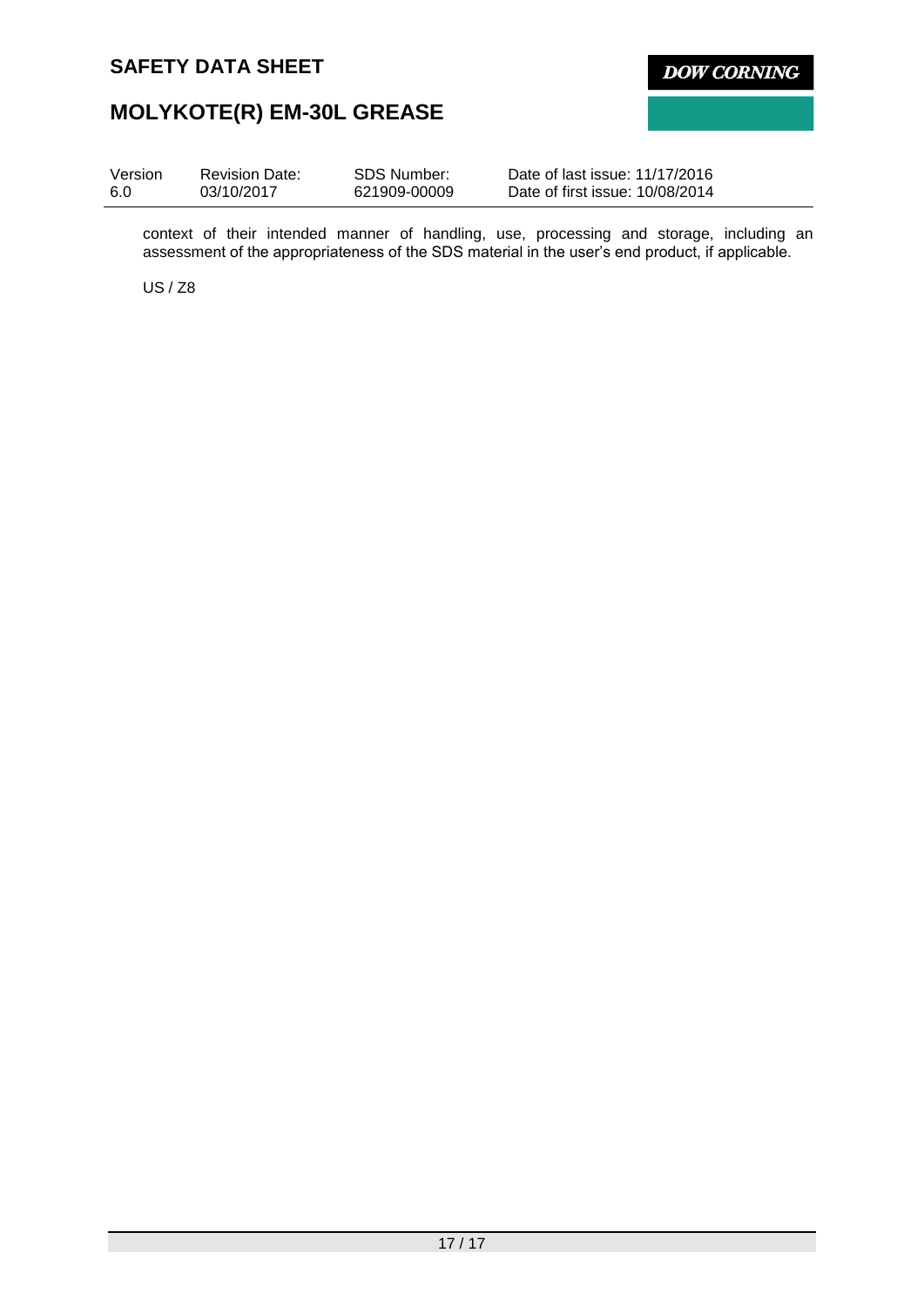context of their intended manner of handling, use, processing and storage, including an assessment of the appropriateness of the SDS material in the user's end product, if applicable.

US / Z8